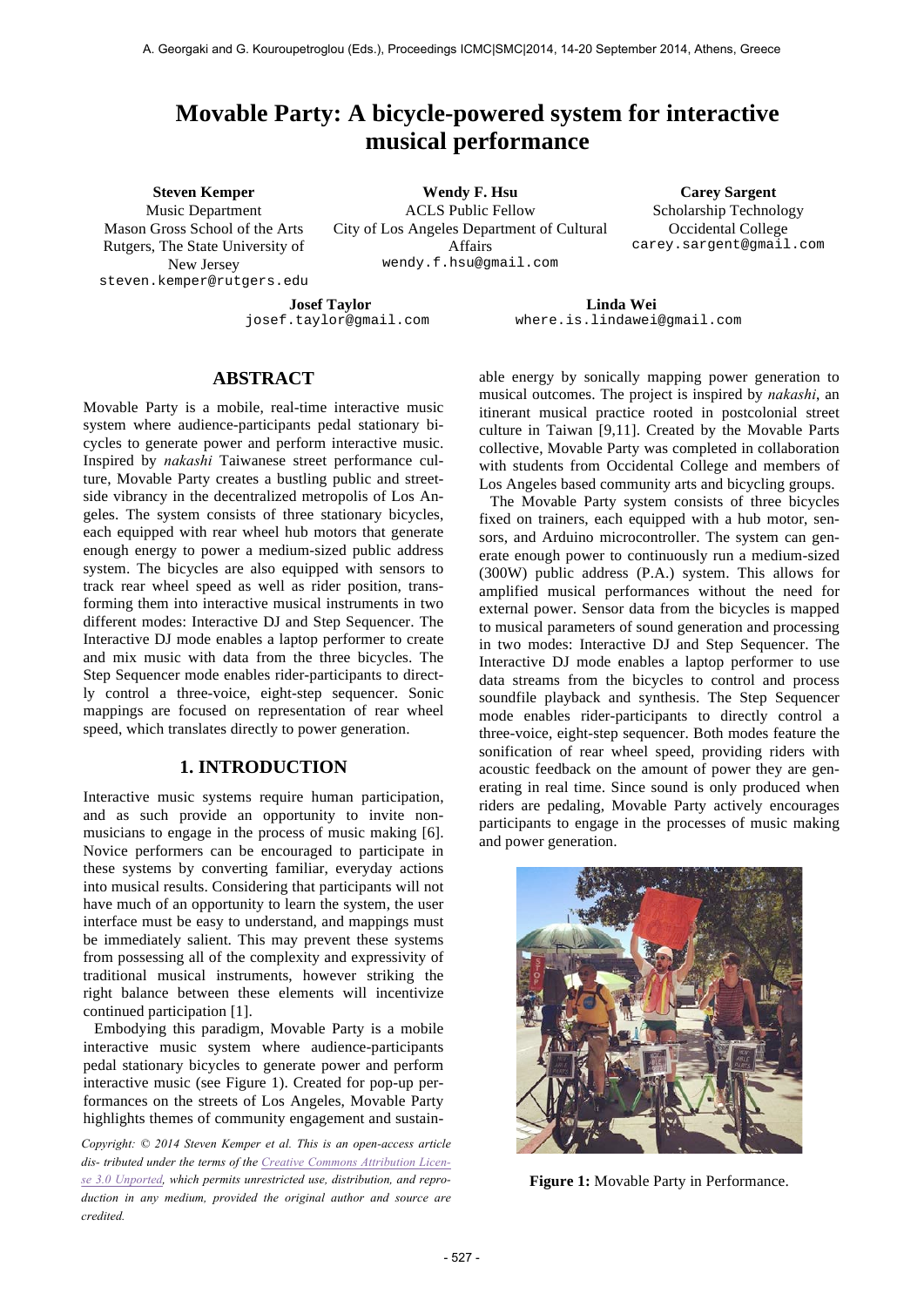# Movable Party: A bicycle-powered system for interactive musical performance

**Steven Kemper**
Music Department
Mason Gross School of the Arts
Rutgers, The State University of New Jersey
steven.kemper@rutgers.edu

**Wendy F. Hsu**
ACLS Public Fellow
City of Los Angeles Department of Cultural Affairs
wendy.f.hsu@gmail.com

**Carey Sargent**
Scholarship Technology
Occidental College
carey.sargent@gmail.com

**Josef Taylor**
josef.taylor@gmail.com

**Linda Wei**
where.is.lindawei@gmail.com

## ABSTRACT

Movable Party is a mobile, real-time interactive music system where audience-participants pedal stationary bicycles to generate power and perform interactive music. Inspired by *nakashi* Taiwanese street performance culture, Movable Party creates a bustling public and street-side vibrancy in the decentralized metropolis of Los Angeles. The system consists of three stationary bicycles, each equipped with rear wheel hub motors that generate enough energy to power a medium-sized public address system. The bicycles are also equipped with sensors to track rear wheel speed as well as rider position, transforming them into interactive musical instruments in two different modes: Interactive DJ and Step Sequencer. The Interactive DJ mode enables a laptop performer to create and mix music with data from the three bicycles. The Step Sequencer mode enables rider-participants to directly control a three-voice, eight-step sequencer. Sonic mappings are focused on representation of rear wheel speed, which translates directly to power generation.

## 1. INTRODUCTION

Interactive music systems require human participation, and as such provide an opportunity to invite non-musicians to engage in the process of music making [6]. Novice performers can be encouraged to participate in these systems by converting familiar, everyday actions into musical results. Considering that participants will not have much of an opportunity to learn the system, the user interface must be easy to understand, and mappings must be immediately salient. This may prevent these systems from possessing all of the complexity and expressivity of traditional musical instruments, however striking the right balance between these elements will incentivize continued participation [1].

Embodying this paradigm, Movable Party is a mobile interactive music system where audience-participants pedal stationary bicycles to generate power and perform interactive music (see Figure 1). Created for pop-up performances on the streets of Los Angeles, Movable Party highlights themes of community engagement and sustainable energy by sonically mapping power generation to musical outcomes. The project is inspired by *nakashi*, an itinerant musical practice rooted in postcolonial street culture in Taiwan [9,11]. Created by the Movable Parts collective, Movable Party was completed in collaboration with students from Occidental College and members of Los Angeles based community arts and bicycling groups.

The Movable Party system consists of three bicycles fixed on trainers, each equipped with a hub motor, sensors, and Arduino microcontroller. The system can generate enough power to continuously run a medium-sized (300W) public address (P.A.) system. This allows for amplified musical performances without the need for external power. Sensor data from the bicycles is mapped to musical parameters of sound generation and processing in two modes: Interactive DJ and Step Sequencer. The Interactive DJ mode enables a laptop performer to use data streams from the bicycles to control and process soundfile playback and synthesis. The Step Sequencer mode enables rider-participants to directly control a three-voice, eight-step sequencer. Both modes feature the sonification of rear wheel speed, providing riders with acoustic feedback on the amount of power they are generating in real time. Since sound is only produced when riders are pedaling, Movable Party actively encourages participants to engage in the processes of music making and power generation.

**Figure 1:** Movable Party in Performance.

*Copyright: © 2014 Steven Kemper et al. This is an open-access article dis- tributed under the terms of the Creative Commons Attribution License 3.0 Unported, which permits unrestricted use, distribution, and reproduction in any medium, provided the original author and source are credited.*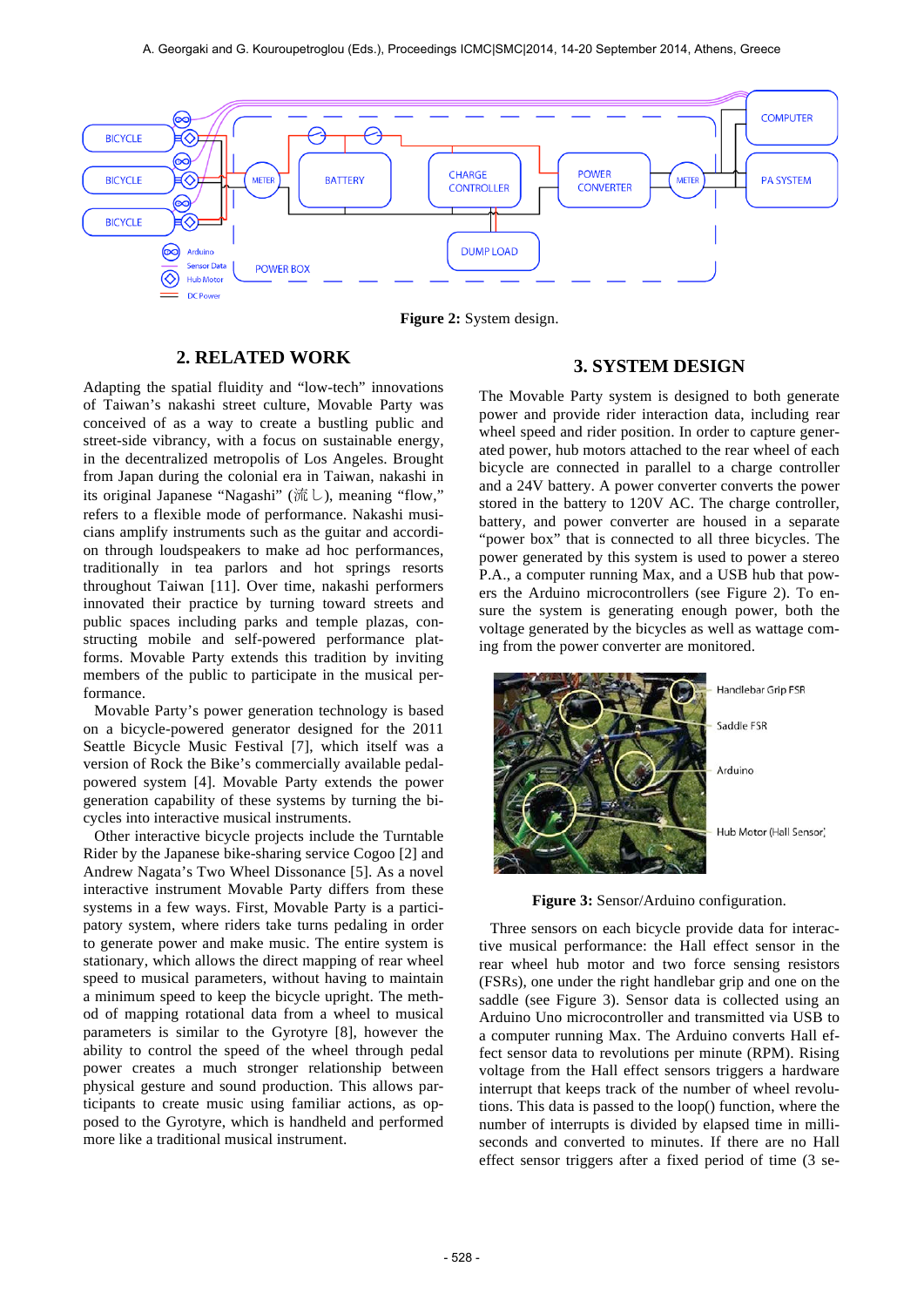Figure 2: System design.

## 2. RELATED WORK

Adapting the spatial fluidity and "low-tech" innovations of Taiwan's nakashi street culture, Movable Party was conceived of as a way to create a bustling public and street-side vibrancy, with a focus on sustainable energy, in the decentralized metropolis of Los Angeles. Brought from Japan during the colonial era in Taiwan, nakashi in its original Japanese "Nagashi" (流し), meaning "flow," refers to a flexible mode of performance. Nakashi musicians amplify instruments such as the guitar and accordion through loudspeakers to make ad hoc performances, traditionally in tea parlors and hot springs resorts throughout Taiwan [11]. Over time, nakashi performers innovated their practice by turning toward streets and public spaces including parks and temple plazas, constructing mobile and self-powered performance platforms. Movable Party extends this tradition by inviting members of the public to participate in the musical performance.

Movable Party's power generation technology is based on a bicycle-powered generator designed for the 2011 Seattle Bicycle Music Festival [7], which itself was a version of Rock the Bike's commercially available pedal-powered system [4]. Movable Party extends the power generation capability of these systems by turning the bicycles into interactive musical instruments.

Other interactive bicycle projects include the Turntable Rider by the Japanese bike-sharing service Cogoo [2] and Andrew Nagata's Two Wheel Dissonance [5]. As a novel interactive instrument Movable Party differs from these systems in a few ways. First, Movable Party is a participatory system, where riders take turns pedaling in order to generate power and make music. The entire system is stationary, which allows the direct mapping of rear wheel speed to musical parameters, without having to maintain a minimum speed to keep the bicycle upright. The method of mapping rotational data from a wheel to musical parameters is similar to the Gyrotyre [8], however the ability to control the speed of the wheel through pedal power creates a much stronger relationship between physical gesture and sound production. This allows participants to create music using familiar actions, as opposed to the Gyrotyre, which is handheld and performed more like a traditional musical instrument.

## 3. SYSTEM DESIGN

The Movable Party system is designed to both generate power and provide rider interaction data, including rear wheel speed and rider position. In order to capture generated power, hub motors attached to the rear wheel of each bicycle are connected in parallel to a charge controller and a 24V battery. A power converter converts the power stored in the battery to 120V AC. The charge controller, battery, and power converter are housed in a separate "power box" that is connected to all three bicycles. The power generated by this system is used to power a stereo P.A., a computer running Max, and a USB hub that powers the Arduino microcontrollers (see Figure 2). To ensure the system is generating enough power, both the voltage generated by the bicycles as well as wattage coming from the power converter are monitored.

Figure 3: Sensor/Arduino configuration.

Three sensors on each bicycle provide data for interactive musical performance: the Hall effect sensor in the rear wheel hub motor and two force sensing resistors (FSRs), one under the right handlebar grip and one on the saddle (see Figure 3). Sensor data is collected using an Arduino Uno microcontroller and transmitted via USB to a computer running Max. The Arduino converts Hall effect sensor data to revolutions per minute (RPM). Rising voltage from the Hall effect sensors triggers a hardware interrupt that keeps track of the number of wheel revolutions. This data is passed to the loop() function, where the number of interrupts is divided by elapsed time in milliseconds and converted to minutes. If there are no Hall effect sensor triggers after a fixed period of time (3 se-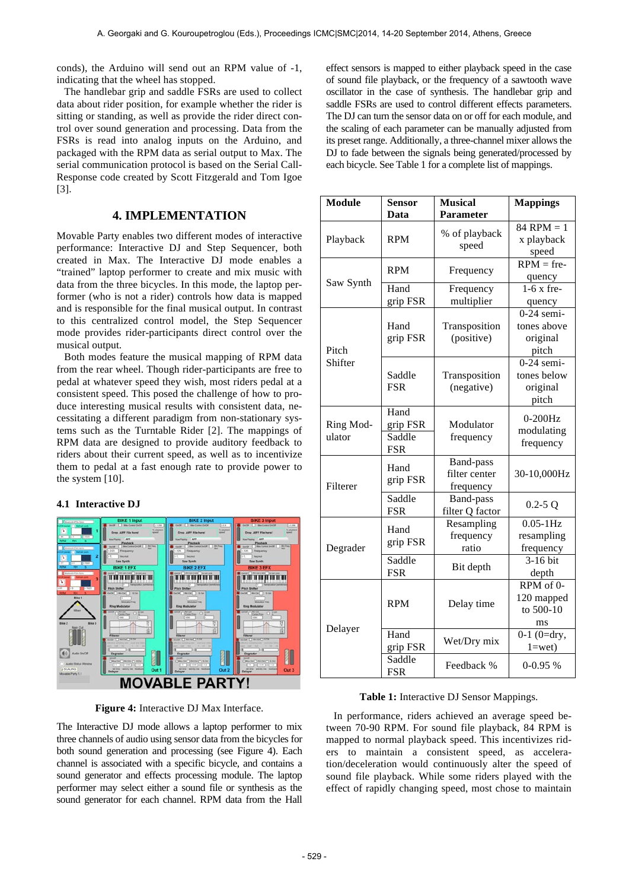conds), the Arduino will send out an RPM value of -1, indicating that the wheel has stopped.

The handlebar grip and saddle FSRs are used to collect data about rider position, for example whether the rider is sitting or standing, as well as provide the rider direct control over sound generation and processing. Data from the FSRs is read into analog inputs on the Arduino, and packaged with the RPM data as serial output to Max. The serial communication protocol is based on the Serial Call-Response code created by Scott Fitzgerald and Tom Igoe [3].

## 4. IMPLEMENTATION

Movable Party enables two different modes of interactive performance: Interactive DJ and Step Sequencer, both created in Max. The Interactive DJ mode enables a "trained" laptop performer to create and mix music with data from the three bicycles. In this mode, the laptop performer (who is not a rider) controls how data is mapped and is responsible for the final musical output. In contrast to this centralized control model, the Step Sequencer mode provides rider-participants direct control over the musical output.

Both modes feature the musical mapping of RPM data from the rear wheel. Though rider-participants are free to pedal at whatever speed they wish, most riders pedal at a consistent speed. This posed the challenge of how to produce interesting musical results with consistent data, necessitating a different paradigm from non-stationary systems such as the Turntable Rider [2]. The mappings of RPM data are designed to provide auditory feedback to riders about their current speed, as well as to incentivize them to pedal at a fast enough rate to provide power to the system [10].

### 4.1 Interactive DJ

**Figure 4:** Interactive DJ Max Interface.

The Interactive DJ mode allows a laptop performer to mix three channels of audio using sensor data from the bicycles for both sound generation and processing (see Figure 4). Each channel is associated with a specific bicycle, and contains a sound generator and effects processing module. The laptop performer may select either a sound file or synthesis as the sound generator for each channel. RPM data from the Hall effect sensors is mapped to either playback speed in the case of sound file playback, or the frequency of a sawtooth wave oscillator in the case of synthesis. The handlebar grip and saddle FSRs are used to control different effects parameters. The DJ can turn the sensor data on or off for each module, and the scaling of each parameter can be manually adjusted from its preset range. Additionally, a three-channel mixer allows the DJ to fade between the signals being generated/processed by each bicycle. See Table 1 for a complete list of mappings.

| Module | Sensor Data | Musical Parameter | Mappings |
|---|---|---|---|
| Playback | RPM | % of playback speed | 84 RPM = 1 x playback speed |
| Saw Synth | RPM | Frequency | RPM = frequency |
| | Hand grip FSR | Frequency multiplier | 1-6 x frequency |
| Pitch Shifter | Hand grip FSR | Transposition (positive) | 0-24 semitones above original pitch |
| | Saddle FSR | Transposition (negative) | 0-24 semitones below original pitch |
| Ring Modulator | Hand grip FSR Saddle FSR | Modulator frequency | 0-200Hz modulating frequency |
| Filterer | Hand grip FSR | Band-pass filter center frequency | 30-10,000Hz |
| | Saddle FSR | Band-pass filter Q factor | 0.2-5 Q |
| Degrader | Hand grip FSR | Resampling frequency ratio | 0.05-1Hz resampling frequency |
| | Saddle FSR | Bit depth | 3-16 bit depth |
| Delayer | RPM | Delay time | RPM of 0-120 mapped to 500-10 ms |
| | Hand grip FSR | Wet/Dry mix | 0-1 (0=dry, 1=wet) |
| | Saddle FSR | Feedback % | 0-0.95 % |

**Table 1:** Interactive DJ Sensor Mappings.

In performance, riders achieved an average speed between 70-90 RPM. For sound file playback, 84 RPM is mapped to normal playback speed. This incentivizes riders to maintain a consistent speed, as acceleration/deceleration would continuously alter the speed of sound file playback. While some riders played with the effect of rapidly changing speed, most chose to maintain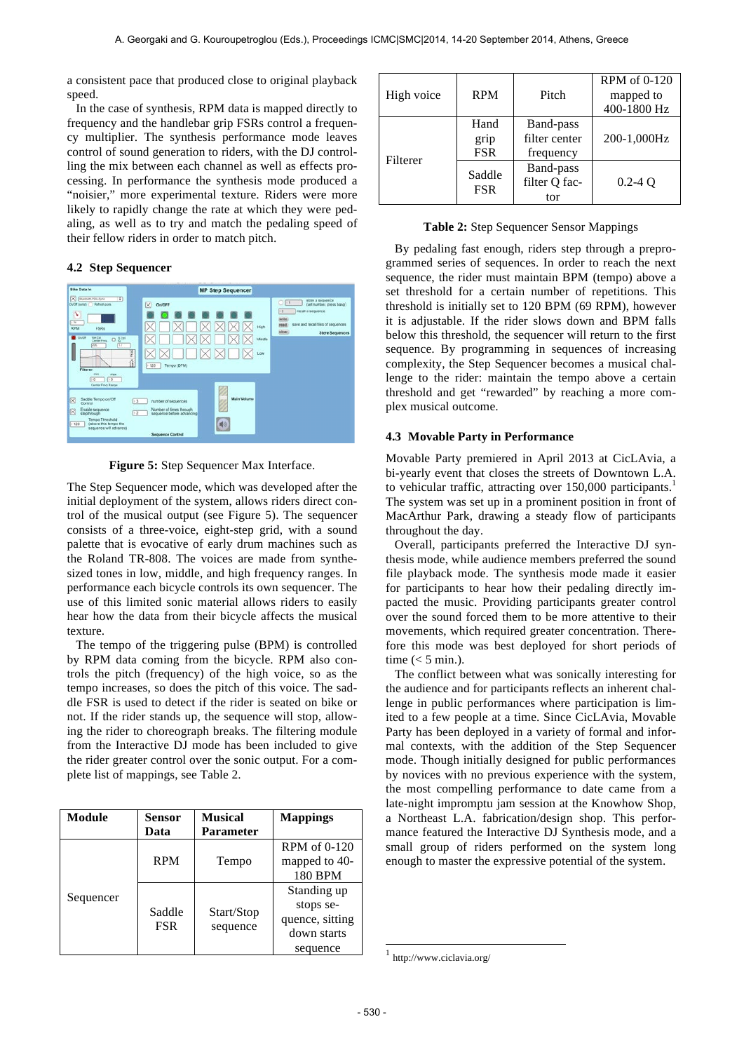a consistent pace that produced close to original playback speed.

In the case of synthesis, RPM data is mapped directly to frequency and the handlebar grip FSRs control a frequency multiplier. The synthesis performance mode leaves control of sound generation to riders, with the DJ controlling the mix between each channel as well as effects processing. In performance the synthesis mode produced a "noisier," more experimental texture. Riders were more likely to rapidly change the rate at which they were pedaling, as well as to try and match the pedaling speed of their fellow riders in order to match pitch.

### 4.2 Step Sequencer

**Figure 5:** Step Sequencer Max Interface.

The Step Sequencer mode, which was developed after the initial deployment of the system, allows riders direct control of the musical output (see Figure 5). The sequencer consists of a three-voice, eight-step grid, with a sound palette that is evocative of early drum machines such as the Roland TR-808. The voices are made from synthesized tones in low, middle, and high frequency ranges. In performance each bicycle controls its own sequencer. The use of this limited sonic material allows riders to easily hear how the data from their bicycle affects the musical texture.

The tempo of the triggering pulse (BPM) is controlled by RPM data coming from the bicycle. RPM also controls the pitch (frequency) of the high voice, so as the tempo increases, so does the pitch of this voice. The saddle FSR is used to detect if the rider is seated on bike or not. If the rider stands up, the sequence will stop, allowing the rider to choreograph breaks. The filtering module from the Interactive DJ mode has been included to give the rider greater control over the sonic output. For a complete list of mappings, see Table 2.

| Module | Sensor Data | Musical Parameter | Mappings |
|---|---|---|---|
| Sequencer | RPM | Tempo | RPM of 0-120 mapped to 40-180 BPM |
| | Saddle FSR | Start/Stop sequence | Standing up stops sequence, sitting down starts sequence |
| High voice | RPM | Pitch | RPM of 0-120 mapped to 400-1800 Hz |
| Filterer | Hand grip FSR | Band-pass filter center frequency | 200-1,000Hz |
| | Saddle FSR | Band-pass filter Q factor | 0.2-4 Q |

**Table 2:** Step Sequencer Sensor Mappings

By pedaling fast enough, riders step through a preprogrammed series of sequences. In order to reach the next sequence, the rider must maintain BPM (tempo) above a set threshold for a certain number of repetitions. This threshold is initially set to 120 BPM (69 RPM), however it is adjustable. If the rider slows down and BPM falls below this threshold, the sequencer will return to the first sequence. By programming in sequences of increasing complexity, the Step Sequencer becomes a musical challenge to the rider: maintain the tempo above a certain threshold and get "rewarded" by reaching a more complex musical outcome.

### 4.3 Movable Party in Performance

Movable Party premiered in April 2013 at CicLAvia, a bi-yearly event that closes the streets of Downtown L.A. to vehicular traffic, attracting over 150,000 participants.[1] The system was set up in a prominent position in front of MacArthur Park, drawing a steady flow of participants throughout the day.

Overall, participants preferred the Interactive DJ synthesis mode, while audience members preferred the sound file playback mode. The synthesis mode made it easier for participants to hear how their pedaling directly impacted the music. Providing participants greater control over the sound forced them to be more attentive to their movements, which required greater concentration. Therefore this mode was best deployed for short periods of time (< 5 min.).

The conflict between what was sonically interesting for the audience and for participants reflects an inherent challenge in public performances where participation is limited to a few people at a time. Since CicLAvia, Movable Party has been deployed in a variety of formal and informal contexts, with the addition of the Step Sequencer mode. Though initially designed for public performances by novices with no previous experience with the system, the most compelling performance to date came from a late-night impromptu jam session at the Knowhow Shop, a Northeast L.A. fabrication/design shop. This performance featured the Interactive DJ Synthesis mode, and a small group of riders performed on the system long enough to master the expressive potential of the system.

[1] http://www.ciclavia.org/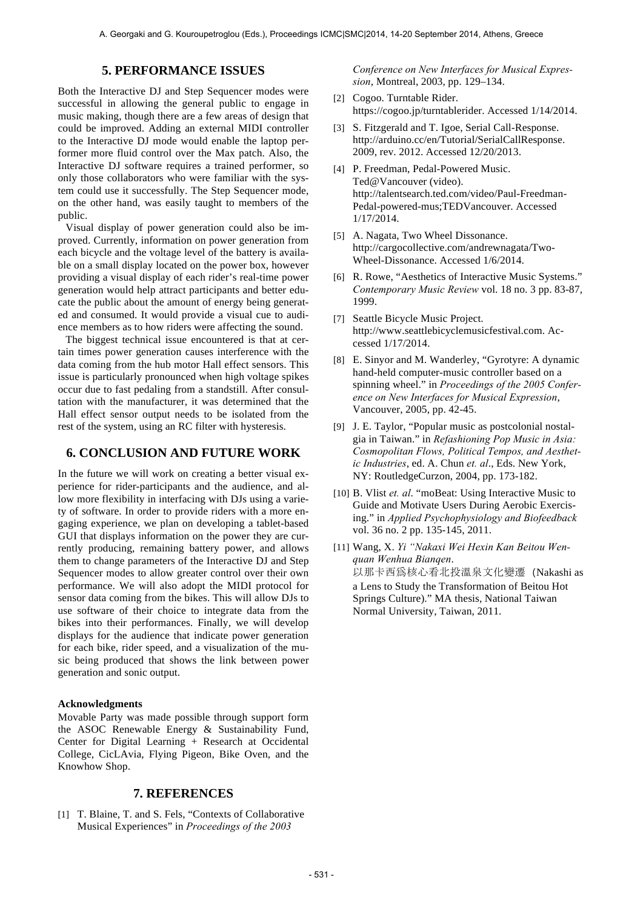## 5. PERFORMANCE ISSUES

Both the Interactive DJ and Step Sequencer modes were successful in allowing the general public to engage in music making, though there are a few areas of design that could be improved. Adding an external MIDI controller to the Interactive DJ mode would enable the laptop performer more fluid control over the Max patch. Also, the Interactive DJ software requires a trained performer, so only those collaborators who were familiar with the system could use it successfully. The Step Sequencer mode, on the other hand, was easily taught to members of the public.

Visual display of power generation could also be improved. Currently, information on power generation from each bicycle and the voltage level of the battery is available on a small display located on the power box, however providing a visual display of each rider's real-time power generation would help attract participants and better educate the public about the amount of energy being generated and consumed. It would provide a visual cue to audience members as to how riders were affecting the sound.

The biggest technical issue encountered is that at certain times power generation causes interference with the data coming from the hub motor Hall effect sensors. This issue is particularly pronounced when high voltage spikes occur due to fast pedaling from a standstill. After consultation with the manufacturer, it was determined that the Hall effect sensor output needs to be isolated from the rest of the system, using an RC filter with hysteresis.

## 6. CONCLUSION AND FUTURE WORK

In the future we will work on creating a better visual experience for rider-participants and the audience, and allow more flexibility in interfacing with DJs using a variety of software. In order to provide riders with a more engaging experience, we plan on developing a tablet-based GUI that displays information on the power they are currently producing, remaining battery power, and allows them to change parameters of the Interactive DJ and Step Sequencer modes to allow greater control over their own performance. We will also adopt the MIDI protocol for sensor data coming from the bikes. This will allow DJs to use software of their choice to integrate data from the bikes into their performances. Finally, we will develop displays for the audience that indicate power generation for each bike, rider speed, and a visualization of the music being produced that shows the link between power generation and sonic output.

**Acknowledgments**

Movable Party was made possible through support form the ASOC Renewable Energy & Sustainability Fund, Center for Digital Learning + Research at Occidental College, CicLAvia, Flying Pigeon, Bike Oven, and the Knowhow Shop.

## 7. REFERENCES

[1] T. Blaine, T. and S. Fels, "Contexts of Collaborative Musical Experiences" in *Proceedings of the 2003 Conference on New Interfaces for Musical Expression*, Montreal, 2003, pp. 129–134.

[2] Cogoo. Turntable Rider. https://cogoo.jp/turntablerider. Accessed 1/14/2014.

[3] S. Fitzgerald and T. Igoe, Serial Call-Response. http://arduino.cc/en/Tutorial/SerialCallResponse. 2009, rev. 2012. Accessed 12/20/2013.

[4] P. Freedman, Pedal-Powered Music. Ted@Vancouver (video). http://talentsearch.ted.com/video/Paul-Freedman-Pedal-powered-mus;TEDVancouver. Accessed 1/17/2014.

[5] A. Nagata, Two Wheel Dissonance. http://cargocollective.com/andrewnagata/Two-Wheel-Dissonance. Accessed 1/6/2014.

[6] R. Rowe, "Aesthetics of Interactive Music Systems." *Contemporary Music Review* vol. 18 no. 3 pp. 83-87, 1999.

[7] Seattle Bicycle Music Project. http://www.seattlebicyclemusicfestival.com. Accessed 1/17/2014.

[8] E. Sinyor and M. Wanderley, "Gyrotyre: A dynamic hand-held computer-music controller based on a spinning wheel." in *Proceedings of the 2005 Conference on New Interfaces for Musical Expression*, Vancouver, 2005, pp. 42-45.

[9] J. E. Taylor, "Popular music as postcolonial nostalgia in Taiwan." in *Refashioning Pop Music in Asia: Cosmopolitan Flows, Political Tempos, and Aesthetic Industries*, ed. A. Chun *et. al*., Eds. New York, NY: RoutledgeCurzon, 2004, pp. 173-182.

[10] B. Vlist *et. al*. "moBeat: Using Interactive Music to Guide and Motivate Users During Aerobic Exercising." in *Applied Psychophysiology and Biofeedback* vol. 36 no. 2 pp. 135-145, 2011.

[11] Wang, X. *Yi "Nakaxi Wei Hexin Kan Beitou Wenquan Wenhua Bianqen*. 以那卡西爲核心看北投溫泉文化變遷（Nakashi as a Lens to Study the Transformation of Beitou Hot Springs Culture)." MA thesis, National Taiwan Normal University, Taiwan, 2011.